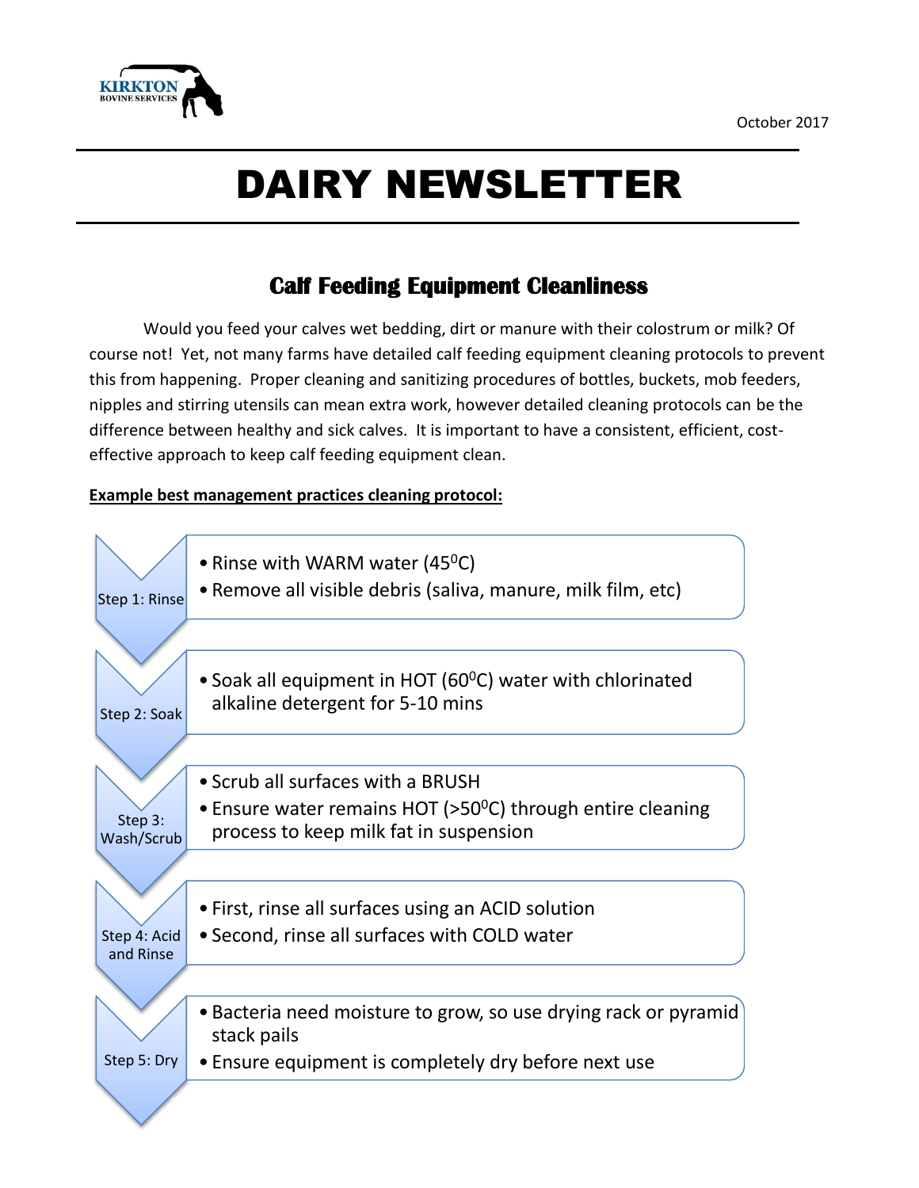KIRKTON BOVINE SERVICES

October 2017

# DAIRY NEWSLETTER

## Calf Feeding Equipment Cleanliness

Would you feed your calves wet bedding, dirt or manure with their colostrum or milk? Of course not! Yet, not many farms have detailed calf feeding equipment cleaning protocols to prevent this from happening. Proper cleaning and sanitizing procedures of bottles, buckets, mob feeders, nipples and stirring utensils can mean extra work, however detailed cleaning protocols can be the difference between healthy and sick calves. It is important to have a consistent, efficient, cost-effective approach to keep calf feeding equipment clean.

**Example best management practices cleaning protocol:**

**Step 1: Rinse**
- Rinse with WARM water (45$^0$C)
- Remove all visible debris (saliva, manure, milk film, etc)

**Step 2: Soak**
- Soak all equipment in HOT (60$^0$C) water with chlorinated alkaline detergent for 5-10 mins

**Step 3: Wash/Scrub**
- Scrub all surfaces with a BRUSH
- Ensure water remains HOT (>50$^0$C) through entire cleaning process to keep milk fat in suspension

**Step 4: Acid and Rinse**
- First, rinse all surfaces using an ACID solution
- Second, rinse all surfaces with COLD water

**Step 5: Dry**
- Bacteria need moisture to grow, so use drying rack or pyramid stack pails
- Ensure equipment is completely dry before next use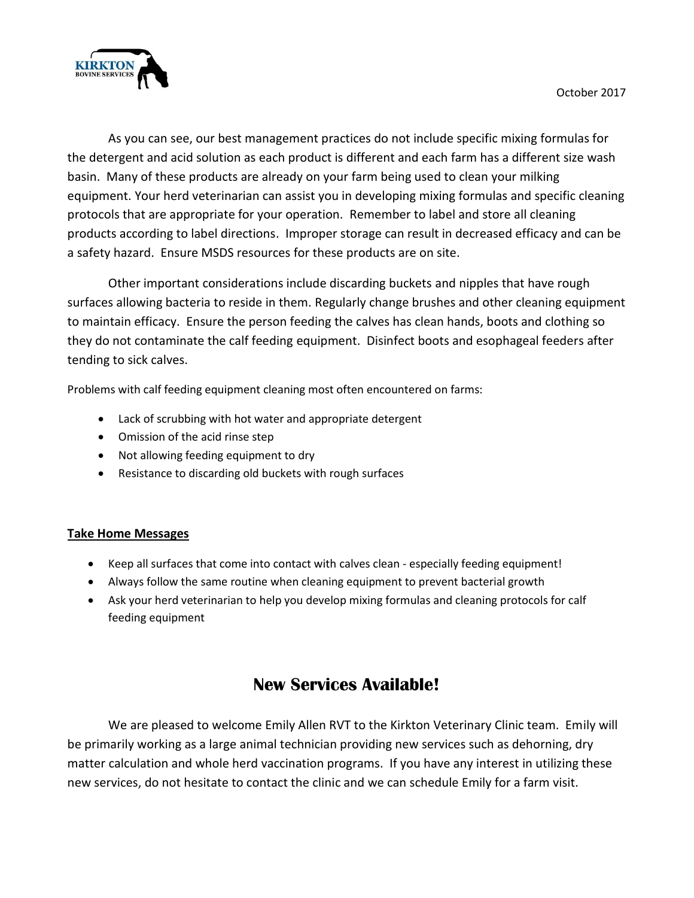As you can see, our best management practices do not include specific mixing formulas for the detergent and acid solution as each product is different and each farm has a different size wash basin. Many of these products are already on your farm being used to clean your milking equipment. Your herd veterinarian can assist you in developing mixing formulas and specific cleaning protocols that are appropriate for your operation. Remember to label and store all cleaning products according to label directions. Improper storage can result in decreased efficacy and can be a safety hazard. Ensure MSDS resources for these products are on site.

Other important considerations include discarding buckets and nipples that have rough surfaces allowing bacteria to reside in them. Regularly change brushes and other cleaning equipment to maintain efficacy. Ensure the person feeding the calves has clean hands, boots and clothing so they do not contaminate the calf feeding equipment. Disinfect boots and esophageal feeders after tending to sick calves.

Problems with calf feeding equipment cleaning most often encountered on farms:

- Lack of scrubbing with hot water and appropriate detergent
- Omission of the acid rinse step
- Not allowing feeding equipment to dry
- Resistance to discarding old buckets with rough surfaces

**Take Home Messages**

- Keep all surfaces that come into contact with calves clean - especially feeding equipment!
- Always follow the same routine when cleaning equipment to prevent bacterial growth
- Ask your herd veterinarian to help you develop mixing formulas and cleaning protocols for calf feeding equipment

## New Services Available!

We are pleased to welcome Emily Allen RVT to the Kirkton Veterinary Clinic team. Emily will be primarily working as a large animal technician providing new services such as dehorning, dry matter calculation and whole herd vaccination programs. If you have any interest in utilizing these new services, do not hesitate to contact the clinic and we can schedule Emily for a farm visit.